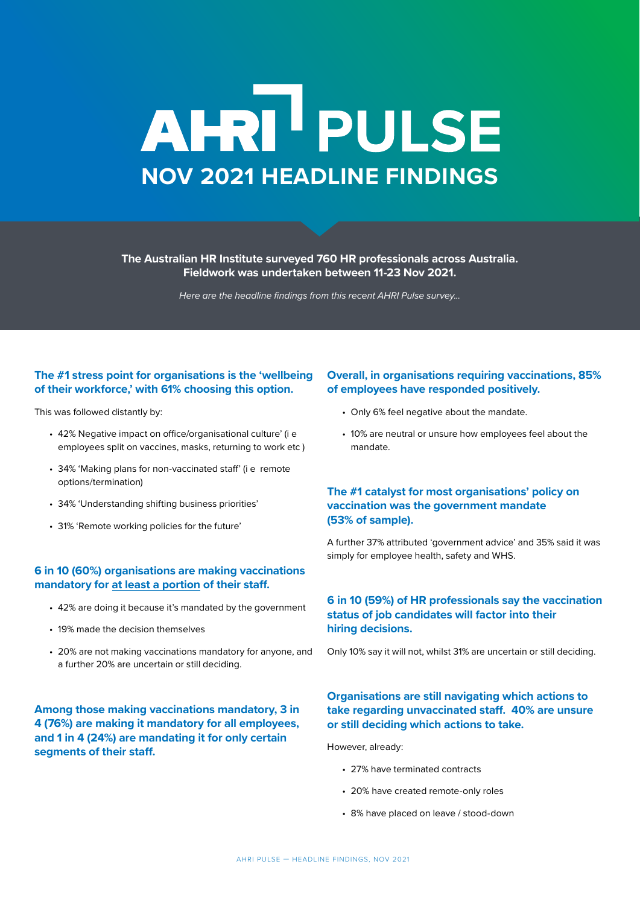# AHRI PULSE

## NOV 2021 HEADLINE FINDINGS

**The Australian HR Institute surveyed 760 HR professionals across Australia. Fieldwork was undertaken between 11-23 Nov 2021.**

*Here are the headline findings from this recent AHRI Pulse survey...*

### The #1 stress point for organisations is the 'wellbeing of their workforce,' with 61% choosing this option.

This was followed distantly by:

- 42% Negative impact on office/organisational culture' (i e employees split on vaccines, masks, returning to work etc )
- 34% 'Making plans for non-vaccinated staff' (i e remote options/termination)
- 34% 'Understanding shifting business priorities'
- 31% 'Remote working policies for the future'

### 6 in 10 (60%) organisations are making vaccinations mandatory for at least a portion of their staff.

- 42% are doing it because it's mandated by the government
- 19% made the decision themselves
- 20% are not making vaccinations mandatory for anyone, and a further 20% are uncertain or still deciding.

### Among those making vaccinations mandatory, 3 in 4 (76%) are making it mandatory for all employees, and 1 in 4 (24%) are mandating it for only certain segments of their staff.

### Overall, in organisations requiring vaccinations, 85% of employees have responded positively.

- Only 6% feel negative about the mandate.
- 10% are neutral or unsure how employees feel about the mandate.

### The #1 catalyst for most organisations' policy on vaccination was the government mandate (53% of sample).

A further 37% attributed 'government advice' and 35% said it was simply for employee health, safety and WHS.

### 6 in 10 (59%) of HR professionals say the vaccination status of job candidates will factor into their hiring decisions.

Only 10% say it will not, whilst 31% are uncertain or still deciding.

### Organisations are still navigating which actions to take regarding unvaccinated staff. 40% are unsure or still deciding which actions to take.

However, already:

- 27% have terminated contracts
- 20% have created remote-only roles
- 8% have placed on leave / stood-down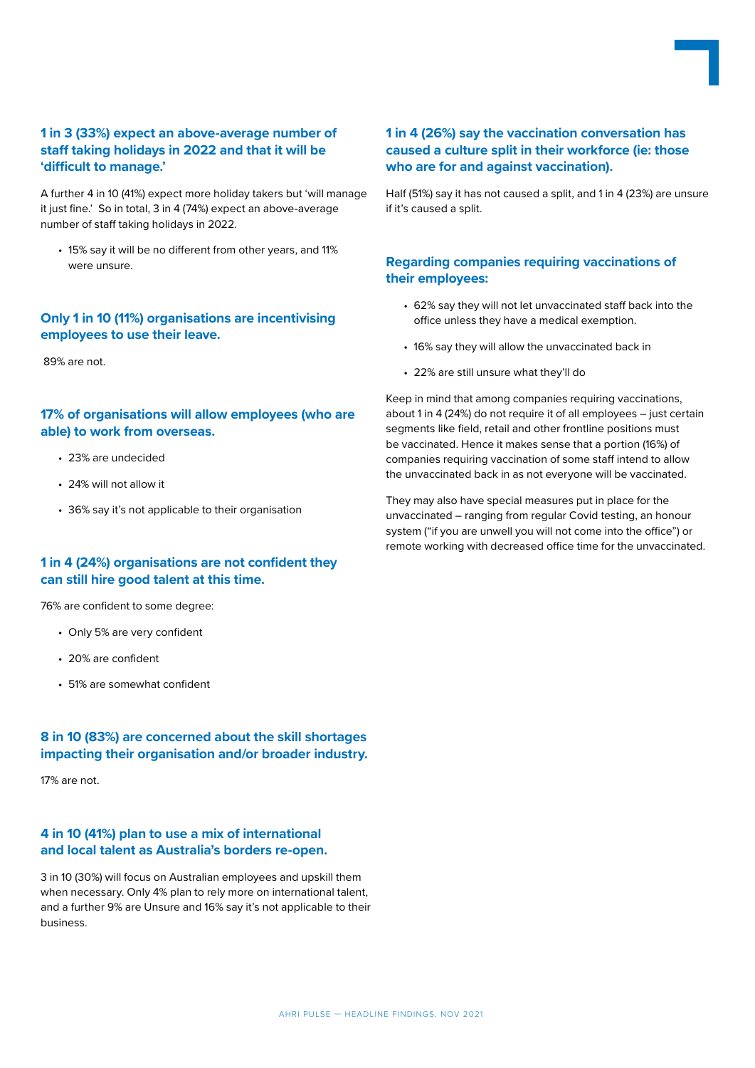### 1 in 3 (33%) expect an above-average number of staff taking holidays in 2022 and that it will be 'difficult to manage.'

A further 4 in 10 (41%) expect more holiday takers but 'will manage it just fine.' So in total, 3 in 4 (74%) expect an above-average number of staff taking holidays in 2022.

- 15% say it will be no different from other years, and 11% were unsure.

### Only 1 in 10 (11%) organisations are incentivising employees to use their leave.

89% are not.

### 17% of organisations will allow employees (who are able) to work from overseas.

- 23% are undecided
- 24% will not allow it
- 36% say it's not applicable to their organisation

### 1 in 4 (24%) organisations are not confident they can still hire good talent at this time.

76% are confident to some degree:

- Only 5% are very confident
- 20% are confident
- 51% are somewhat confident

### 8 in 10 (83%) are concerned about the skill shortages impacting their organisation and/or broader industry.

17% are not.

### 4 in 10 (41%) plan to use a mix of international and local talent as Australia's borders re-open.

3 in 10 (30%) will focus on Australian employees and upskill them when necessary. Only 4% plan to rely more on international talent, and a further 9% are Unsure and 16% say it's not applicable to their business.

### 1 in 4 (26%) say the vaccination conversation has caused a culture split in their workforce (ie: those who are for and against vaccination).

Half (51%) say it has not caused a split, and 1 in 4 (23%) are unsure if it's caused a split.

### Regarding companies requiring vaccinations of their employees:

- 62% say they will not let unvaccinated staff back into the office unless they have a medical exemption.
- 16% say they will allow the unvaccinated back in
- 22% are still unsure what they'll do

Keep in mind that among companies requiring vaccinations, about 1 in 4 (24%) do not require it of all employees – just certain segments like field, retail and other frontline positions must be vaccinated. Hence it makes sense that a portion (16%) of companies requiring vaccination of some staff intend to allow the unvaccinated back in as not everyone will be vaccinated.

They may also have special measures put in place for the unvaccinated – ranging from regular Covid testing, an honour system ("if you are unwell you will not come into the office") or remote working with decreased office time for the unvaccinated.